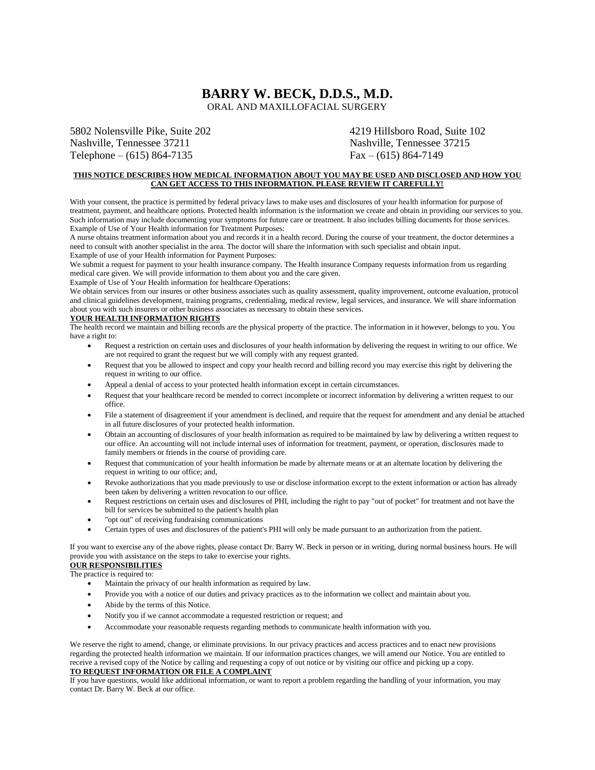# BARRY W. BECK, D.D.S., M.D.

ORAL AND MAXILLOFACIAL SURGERY

5802 Nolensville Pike, Suite 202
Nashville, Tennessee 37211
Telephone – (615) 864-7135

4219 Hillsboro Road, Suite 102
Nashville, Tennessee 37215
Fax – (615) 864-7149

**THIS NOTICE DESCRIBES HOW MEDICAL INFORMATION ABOUT YOU MAY BE USED AND DISCLOSED AND HOW YOU CAN GET ACCESS TO THIS INFORMATION. PLEASE REVIEW IT CAREFULLY!**

With your consent, the practice is permitted by federal privacy laws to make uses and disclosures of your health information for purpose of treatment, payment, and healthcare options. Protected health information is the information we create and obtain in providing our services to you. Such information may include documenting your symptoms for future care or treatment. It also includes billing documents for those services.
Example of Use of Your Health information for Treatment Purposes:
A nurse obtains treatment information about you and records it in a health record. During the course of your treatment, the doctor determines a need to consult with another specialist in the area. The doctor will share the information with such specialist and obtain input.
Example of use of your Health information for Payment Purposes:
We submit a request for payment to your health insurance company. The Health insurance Company requests information from us regarding medical care given. We will provide information to them about you and the care given.
Example of Use of Your Health information for healthcare Operations:
We obtain services from our insures or other business associates such as quality assessment, quality improvement, outcome evaluation, protocol and clinical guidelines development, training programs, credentialing, medical review, legal services, and insurance. We will share information about you with such insurers or other business associates as necessary to obtain these services.

**YOUR HEALTH INFORMATION RIGHTS**

The health record we maintain and billing records are the physical property of the practice. The information in it however, belongs to you. You have a right to:

- Request a restriction on certain uses and disclosures of your health information by delivering the request in writing to our office. We are not required to grant the request but we will comply with any request granted.
- Request that you be allowed to inspect and copy your health record and billing record you may exercise this right by delivering the request in writing to our office.
- Appeal a denial of access to your protected health information except in certain circumstances.
- Request that your healthcare record be mended to correct incomplete or incorrect information by delivering a written request to our office.
- File a statement of disagreement if your amendment is declined, and require that the request for amendment and any denial be attached in all future disclosures of your protected health information.
- Obtain an accounting of disclosures of your health information as required to be maintained by law by delivering a written request to our office. An accounting will not include internal uses of information for treatment, payment, or operation, disclosures made to family members or friends in the course of providing care.
- Request that communication of your health information be made by alternate means or at an alternate location by delivering the request in writing to our office; and,
- Revoke authorizations that you made previously to use or disclose information except to the extent information or action has already been taken by delivering a written revocation to our office.
- Request restrictions on certain uses and disclosures of PHI, including the right to pay "out of pocket" for treatment and not have the bill for services be submitted to the patient's health plan
- "opt out" of receiving fundraising communications
- Certain types of uses and disclosures of the patient's PHI will only be made pursuant to an authorization from the patient.

If you want to exercise any of the above rights, please contact Dr. Barry W. Beck in person or in writing, during normal business hours. He will provide you with assistance on the steps to take to exercise your rights.

**OUR RESPONSIBILITIES**

The practice is required to:

- Maintain the privacy of our health information as required by law.
- Provide you with a notice of our duties and privacy practices as to the information we collect and maintain about you.
- Abide by the terms of this Notice.
- Notify you if we cannot accommodate a requested restriction or request; and
- Accommodate your reasonable requests regarding methods to communicate health information with you.

We reserve the right to amend, change, or eliminate provisions. In our privacy practices and access practices and to enact new provisions regarding the protected health information we maintain. If our information practices changes, we will amend our Notice. You are entitled to receive a revised copy of the Notice by calling and requesting a copy of out notice or by visiting our office and picking up a copy.

**TO REQUEST INFORMATION OR FILE A COMPLAINT**

If you have questions, would like additional information, or want to report a problem regarding the handling of your information, you may contact Dr. Barry W. Beck at our office.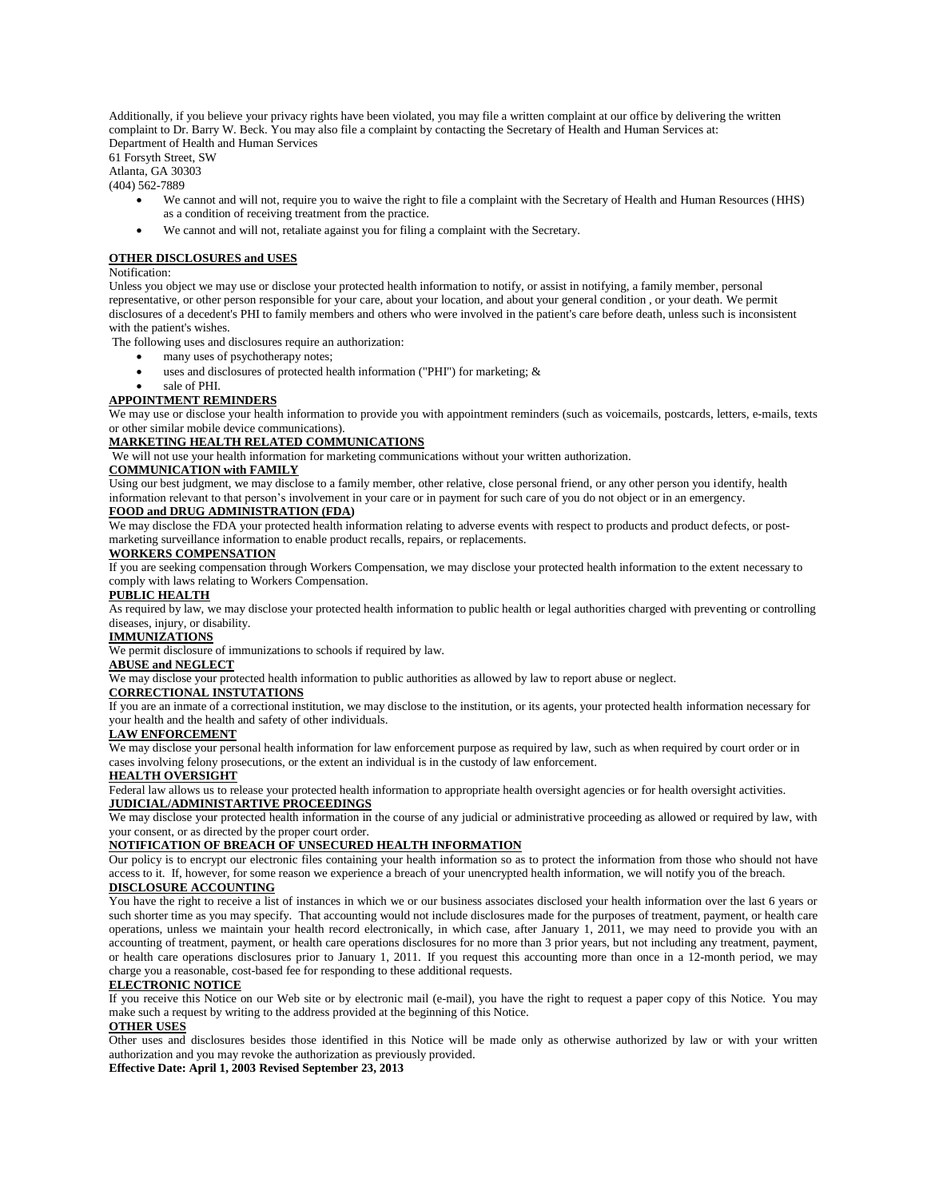Additionally, if you believe your privacy rights have been violated, you may file a written complaint at our office by delivering the written complaint to Dr. Barry W. Beck. You may also file a complaint by contacting the Secretary of Health and Human Services at:
Department of Health and Human Services
61 Forsyth Street, SW
Atlanta, GA 30303
(404) 562-7889

- We cannot and will not, require you to waive the right to file a complaint with the Secretary of Health and Human Resources (HHS) as a condition of receiving treatment from the practice.
- We cannot and will not, retaliate against you for filing a complaint with the Secretary.

**OTHER DISCLOSURES and USES**

Notification:
Unless you object we may use or disclose your protected health information to notify, or assist in notifying, a family member, personal representative, or other person responsible for your care, about your location, and about your general condition , or your death. We permit disclosures of a decedent's PHI to family members and others who were involved in the patient's care before death, unless such is inconsistent with the patient's wishes.
The following uses and disclosures require an authorization:

- many uses of psychotherapy notes;
- uses and disclosures of protected health information ("PHI") for marketing; &
- sale of PHI.

**APPOINTMENT REMINDERS**

We may use or disclose your health information to provide you with appointment reminders (such as voicemails, postcards, letters, e-mails, texts or other similar mobile device communications).

**MARKETING HEALTH RELATED COMMUNICATIONS**

We will not use your health information for marketing communications without your written authorization.

**COMMUNICATION with FAMILY**

Using our best judgment, we may disclose to a family member, other relative, close personal friend, or any other person you identify, health information relevant to that person's involvement in your care or in payment for such care of you do not object or in an emergency.

**FOOD and DRUG ADMINISTRATION (FDA)**

We may disclose the FDA your protected health information relating to adverse events with respect to products and product defects, or post-marketing surveillance information to enable product recalls, repairs, or replacements.

**WORKERS COMPENSATION**

If you are seeking compensation through Workers Compensation, we may disclose your protected health information to the extent necessary to comply with laws relating to Workers Compensation.

**PUBLIC HEALTH**

As required by law, we may disclose your protected health information to public health or legal authorities charged with preventing or controlling diseases, injury, or disability.

**IMMUNIZATIONS**

We permit disclosure of immunizations to schools if required by law.

**ABUSE and NEGLECT**

We may disclose your protected health information to public authorities as allowed by law to report abuse or neglect.

**CORRECTIONAL INSTUTATIONS**

If you are an inmate of a correctional institution, we may disclose to the institution, or its agents, your protected health information necessary for your health and the health and safety of other individuals.

**LAW ENFORCEMENT**

We may disclose your personal health information for law enforcement purpose as required by law, such as when required by court order or in cases involving felony prosecutions, or the extent an individual is in the custody of law enforcement.

**HEALTH OVERSIGHT**

Federal law allows us to release your protected health information to appropriate health oversight agencies or for health oversight activities.

**JUDICIAL/ADMINISTARTIVE PROCEEDINGS**

We may disclose your protected health information in the course of any judicial or administrative proceeding as allowed or required by law, with your consent, or as directed by the proper court order.

**NOTIFICATION OF BREACH OF UNSECURED HEALTH INFORMATION**

Our policy is to encrypt our electronic files containing your health information so as to protect the information from those who should not have access to it. If, however, for some reason we experience a breach of your unencrypted health information, we will notify you of the breach.

**DISCLOSURE ACCOUNTING**

You have the right to receive a list of instances in which we or our business associates disclosed your health information over the last 6 years or such shorter time as you may specify. That accounting would not include disclosures made for the purposes of treatment, payment, or health care operations, unless we maintain your health record electronically, in which case, after January 1, 2011, we may need to provide you with an accounting of treatment, payment, or health care operations disclosures for no more than 3 prior years, but not including any treatment, payment, or health care operations disclosures prior to January 1, 2011. If you request this accounting more than once in a 12-month period, we may charge you a reasonable, cost-based fee for responding to these additional requests.

**ELECTRONIC NOTICE**

If you receive this Notice on our Web site or by electronic mail (e-mail), you have the right to request a paper copy of this Notice. You may make such a request by writing to the address provided at the beginning of this Notice.

**OTHER USES**

Other uses and disclosures besides those identified in this Notice will be made only as otherwise authorized by law or with your written authorization and you may revoke the authorization as previously provided.

**Effective Date: April 1, 2003 Revised September 23, 2013**